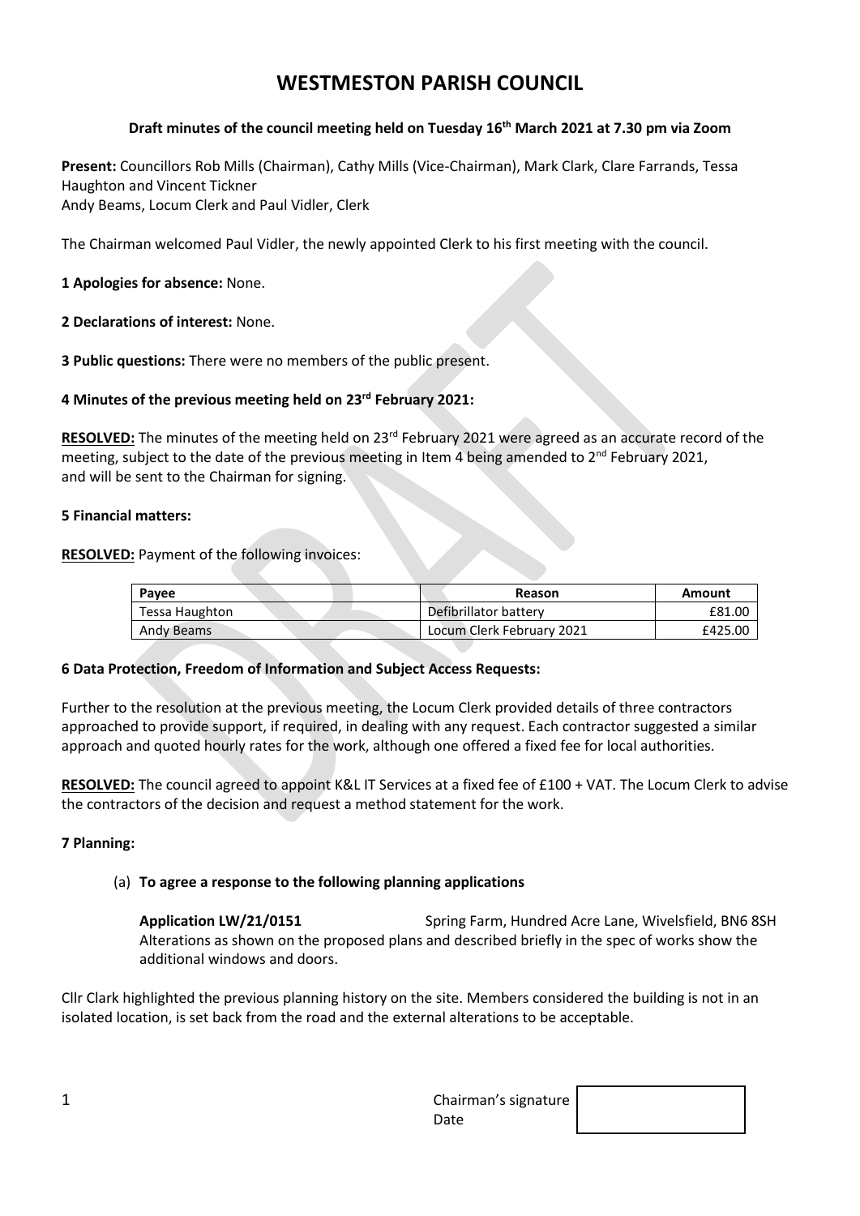# WESTMESTON PARISH COUNCIL

**Draft minutes of the council meeting held on Tuesday 16th March 2021 at 7.30 pm via Zoom**

**Present:** Councillors Rob Mills (Chairman), Cathy Mills (Vice-Chairman), Mark Clark, Clare Farrands, Tessa Haughton and Vincent Tickner
Andy Beams, Locum Clerk and Paul Vidler, Clerk

The Chairman welcomed Paul Vidler, the newly appointed Clerk to his first meeting with the council.

**1 Apologies for absence:** None.

**2 Declarations of interest:** None.

**3 Public questions:** There were no members of the public present.

**4 Minutes of the previous meeting held on 23rd February 2021:**

**RESOLVED:** The minutes of the meeting held on 23rd February 2021 were agreed as an accurate record of the meeting, subject to the date of the previous meeting in Item 4 being amended to 2nd February 2021, and will be sent to the Chairman for signing.

**5 Financial matters:**

**RESOLVED:** Payment of the following invoices:

| Payee | Reason | Amount |
|---|---|---|
| Tessa Haughton | Defibrillator battery | £81.00 |
| Andy Beams | Locum Clerk February 2021 | £425.00 |

**6 Data Protection, Freedom of Information and Subject Access Requests:**

Further to the resolution at the previous meeting, the Locum Clerk provided details of three contractors approached to provide support, if required, in dealing with any request. Each contractor suggested a similar approach and quoted hourly rates for the work, although one offered a fixed fee for local authorities.

**RESOLVED:** The council agreed to appoint K&L IT Services at a fixed fee of £100 + VAT. The Locum Clerk to advise the contractors of the decision and request a method statement for the work.

**7 Planning:**

(a) **To agree a response to the following planning applications**

**Application LW/21/0151** Spring Farm, Hundred Acre Lane, Wivelsfield, BN6 8SH
Alterations as shown on the proposed plans and described briefly in the spec of works show the additional windows and doors.

Cllr Clark highlighted the previous planning history on the site. Members considered the building is not in an isolated location, is set back from the road and the external alterations to be acceptable.

Chairman's signature
Date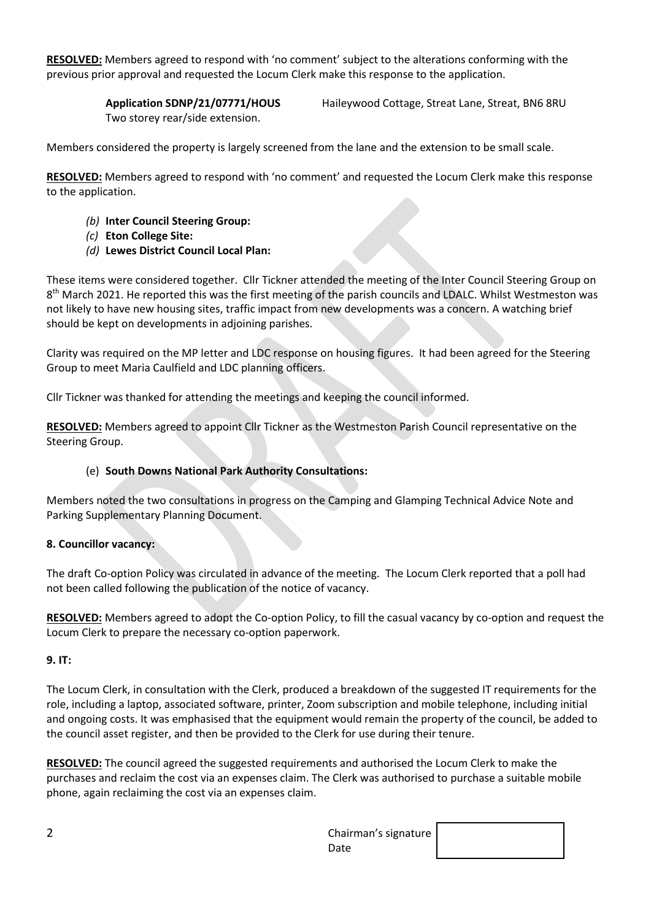**RESOLVED:** Members agreed to respond with 'no comment' subject to the alterations conforming with the previous prior approval and requested the Locum Clerk make this response to the application.

**Application SDNP/21/07771/HOUS** Haileywood Cottage, Streat Lane, Streat, BN6 8RU
Two storey rear/side extension.

Members considered the property is largely screened from the lane and the extension to be small scale.

**RESOLVED:** Members agreed to respond with 'no comment' and requested the Locum Clerk make this response to the application.

*(b)* **Inter Council Steering Group:**
*(c)* **Eton College Site:**
*(d)* **Lewes District Council Local Plan:**

These items were considered together. Cllr Tickner attended the meeting of the Inter Council Steering Group on 8th March 2021. He reported this was the first meeting of the parish councils and LDALC. Whilst Westmeston was not likely to have new housing sites, traffic impact from new developments was a concern. A watching brief should be kept on developments in adjoining parishes.

Clarity was required on the MP letter and LDC response on housing figures. It had been agreed for the Steering Group to meet Maria Caulfield and LDC planning officers.

Cllr Tickner was thanked for attending the meetings and keeping the council informed.

**RESOLVED:** Members agreed to appoint Cllr Tickner as the Westmeston Parish Council representative on the Steering Group.

(e) **South Downs National Park Authority Consultations:**

Members noted the two consultations in progress on the Camping and Glamping Technical Advice Note and Parking Supplementary Planning Document.

**8. Councillor vacancy:**

The draft Co-option Policy was circulated in advance of the meeting. The Locum Clerk reported that a poll had not been called following the publication of the notice of vacancy.

**RESOLVED:** Members agreed to adopt the Co-option Policy, to fill the casual vacancy by co-option and request the Locum Clerk to prepare the necessary co-option paperwork.

**9. IT:**

The Locum Clerk, in consultation with the Clerk, produced a breakdown of the suggested IT requirements for the role, including a laptop, associated software, printer, Zoom subscription and mobile telephone, including initial and ongoing costs. It was emphasised that the equipment would remain the property of the council, be added to the council asset register, and then be provided to the Clerk for use during their tenure.

**RESOLVED:** The council agreed the suggested requirements and authorised the Locum Clerk to make the purchases and reclaim the cost via an expenses claim. The Clerk was authorised to purchase a suitable mobile phone, again reclaiming the cost via an expenses claim.

Chairman's signature
Date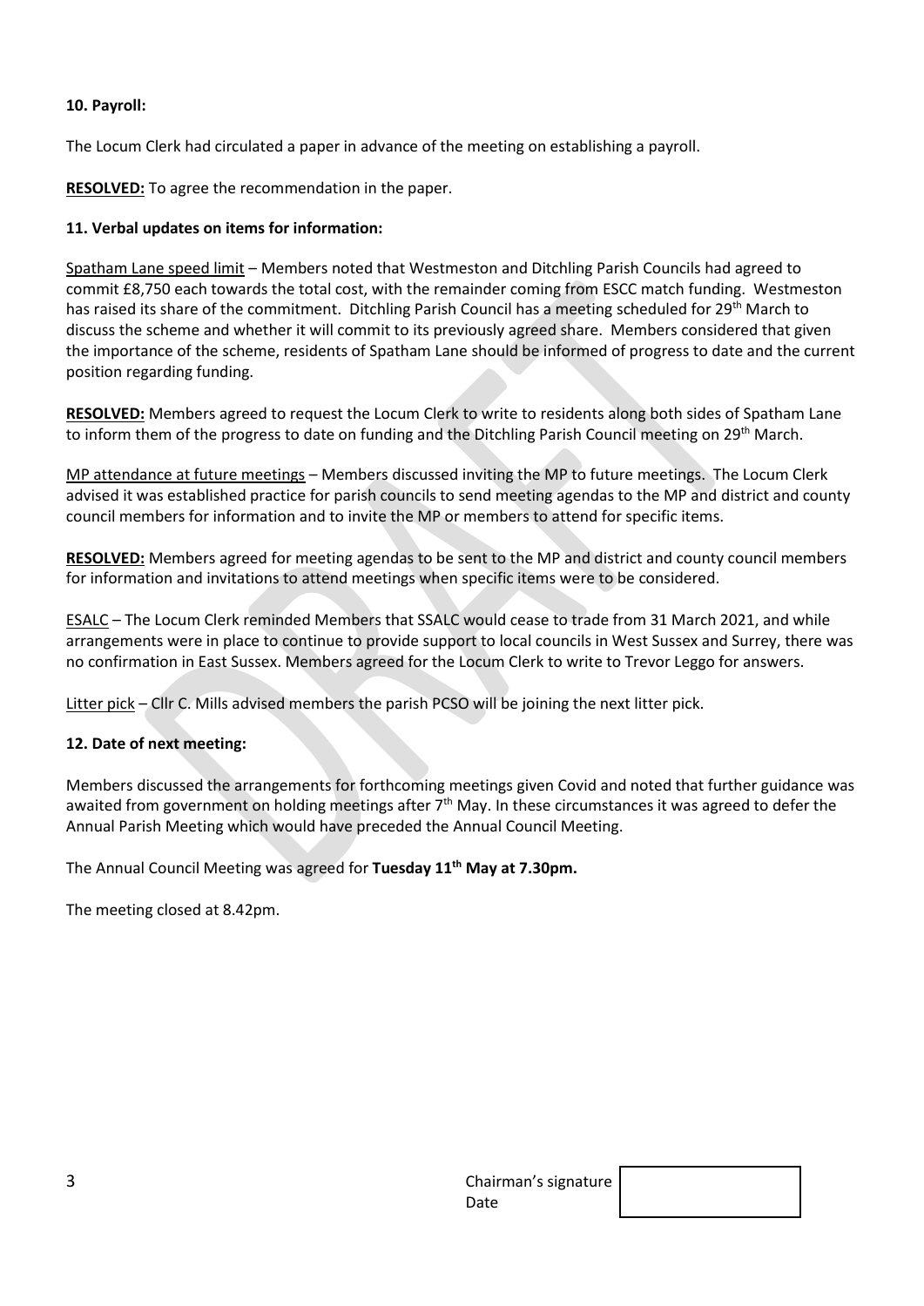**10. Payroll:**

The Locum Clerk had circulated a paper in advance of the meeting on establishing a payroll.

**RESOLVED:** To agree the recommendation in the paper.

**11. Verbal updates on items for information:**

Spatham Lane speed limit – Members noted that Westmeston and Ditchling Parish Councils had agreed to commit £8,750 each towards the total cost, with the remainder coming from ESCC match funding. Westmeston has raised its share of the commitment. Ditchling Parish Council has a meeting scheduled for 29th March to discuss the scheme and whether it will commit to its previously agreed share. Members considered that given the importance of the scheme, residents of Spatham Lane should be informed of progress to date and the current position regarding funding.

**RESOLVED:** Members agreed to request the Locum Clerk to write to residents along both sides of Spatham Lane to inform them of the progress to date on funding and the Ditchling Parish Council meeting on 29th March.

MP attendance at future meetings – Members discussed inviting the MP to future meetings. The Locum Clerk advised it was established practice for parish councils to send meeting agendas to the MP and district and county council members for information and to invite the MP or members to attend for specific items.

**RESOLVED:** Members agreed for meeting agendas to be sent to the MP and district and county council members for information and invitations to attend meetings when specific items were to be considered.

ESALC – The Locum Clerk reminded Members that SSALC would cease to trade from 31 March 2021, and while arrangements were in place to continue to provide support to local councils in West Sussex and Surrey, there was no confirmation in East Sussex. Members agreed for the Locum Clerk to write to Trevor Leggo for answers.

Litter pick – Cllr C. Mills advised members the parish PCSO will be joining the next litter pick.

**12. Date of next meeting:**

Members discussed the arrangements for forthcoming meetings given Covid and noted that further guidance was awaited from government on holding meetings after 7th May. In these circumstances it was agreed to defer the Annual Parish Meeting which would have preceded the Annual Council Meeting.

The Annual Council Meeting was agreed for **Tuesday 11th May at 7.30pm.**

The meeting closed at 8.42pm.

Chairman's signature
Date